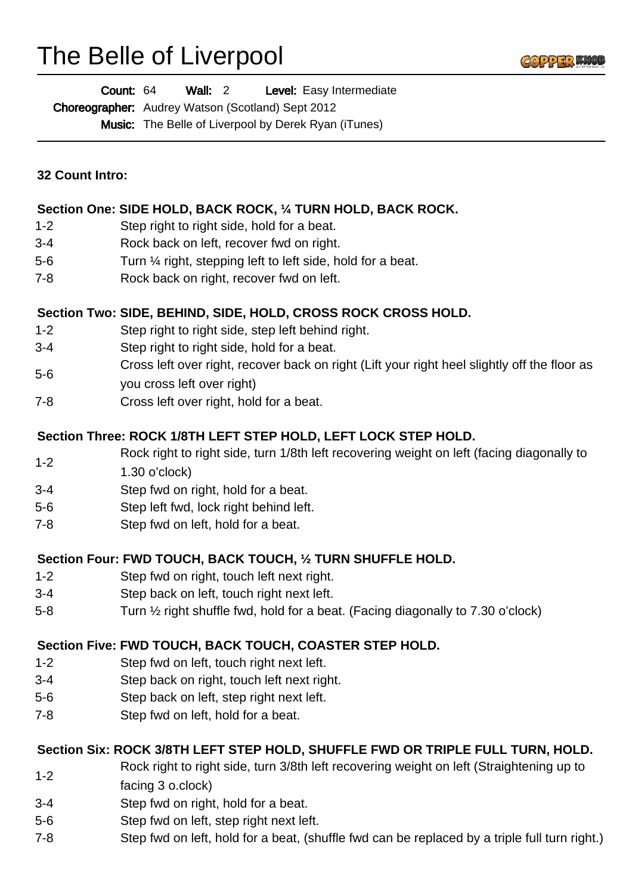# The Belle of Liverpool

**Count:** 64 **Wall:** 2 **Level:** Easy Intermediate

**Choreographer:** Audrey Watson (Scotland) Sept 2012

**Music:** The Belle of Liverpool by Derek Ryan (iTunes)

**32 Count Intro:**

**Section One: SIDE HOLD, BACK ROCK, ¼ TURN HOLD, BACK ROCK.**

| | |
|---|---|
| 1-2 | Step right to right side, hold for a beat. |
| 3-4 | Rock back on left, recover fwd on right. |
| 5-6 | Turn ¼ right, stepping left to left side, hold for a beat. |
| 7-8 | Rock back on right, recover fwd on left. |

**Section Two: SIDE, BEHIND, SIDE, HOLD, CROSS ROCK CROSS HOLD.**

| | |
|---|---|
| 1-2 | Step right to right side, step left behind right. |
| 3-4 | Step right to right side, hold for a beat. |
| 5-6 | Cross left over right, recover back on right (Lift your right heel slightly off the floor as you cross left over right) |
| 7-8 | Cross left over right, hold for a beat. |

**Section Three: ROCK 1/8TH LEFT STEP HOLD, LEFT LOCK STEP HOLD.**

| | |
|---|---|
| 1-2 | Rock right to right side, turn 1/8th left recovering weight on left (facing diagonally to 1.30 o'clock) |
| 3-4 | Step fwd on right, hold for a beat. |
| 5-6 | Step left fwd, lock right behind left. |
| 7-8 | Step fwd on left, hold for a beat. |

**Section Four: FWD TOUCH, BACK TOUCH, ½ TURN SHUFFLE HOLD.**

| | |
|---|---|
| 1-2 | Step fwd on right, touch left next right. |
| 3-4 | Step back on left, touch right next left. |
| 5-8 | Turn ½ right shuffle fwd, hold for a beat. (Facing diagonally to 7.30 o'clock) |

**Section Five: FWD TOUCH, BACK TOUCH, COASTER STEP HOLD.**

| | |
|---|---|
| 1-2 | Step fwd on left, touch right next left. |
| 3-4 | Step back on right, touch left next right. |
| 5-6 | Step back on left, step right next left. |
| 7-8 | Step fwd on left, hold for a beat. |

**Section Six: ROCK 3/8TH LEFT STEP HOLD, SHUFFLE FWD OR TRIPLE FULL TURN, HOLD.**

| | |
|---|---|
| 1-2 | Rock right to right side, turn 3/8th left recovering weight on left (Straightening up to facing 3 o.clock) |
| 3-4 | Step fwd on right, hold for a beat. |
| 5-6 | Step fwd on left, step right next left. |
| 7-8 | Step fwd on left, hold for a beat, (shuffle fwd can be replaced by a triple full turn right.) |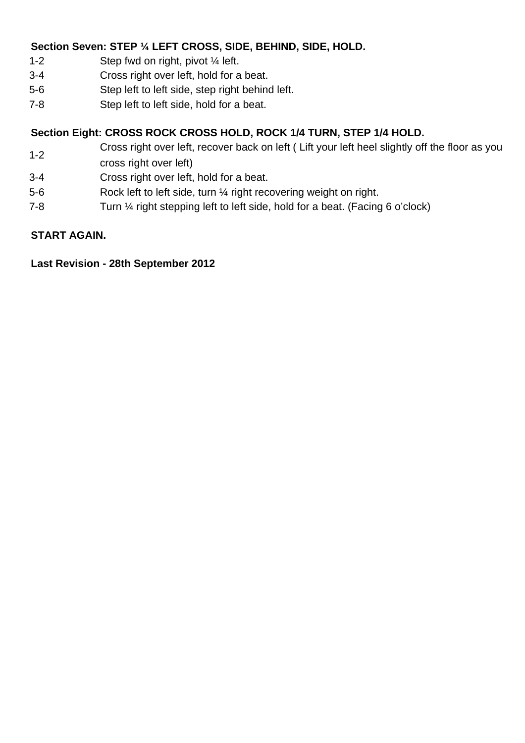**Section Seven: STEP ¼ LEFT CROSS, SIDE, BEHIND, SIDE, HOLD.**

| | |
|---|---|
| 1-2 | Step fwd on right, pivot ¼ left. |
| 3-4 | Cross right over left, hold for a beat. |
| 5-6 | Step left to left side, step right behind left. |
| 7-8 | Step left to left side, hold for a beat. |

**Section Eight: CROSS ROCK CROSS HOLD, ROCK 1/4 TURN, STEP 1/4 HOLD.**

| | |
|---|---|
| 1-2 | Cross right over left, recover back on left ( Lift your left heel slightly off the floor as you cross right over left) |
| 3-4 | Cross right over left, hold for a beat. |
| 5-6 | Rock left to left side, turn ¼ right recovering weight on right. |
| 7-8 | Turn ¼ right stepping left to left side, hold for a beat. (Facing 6 o'clock) |

**START AGAIN.**

**Last Revision - 28th September 2012**